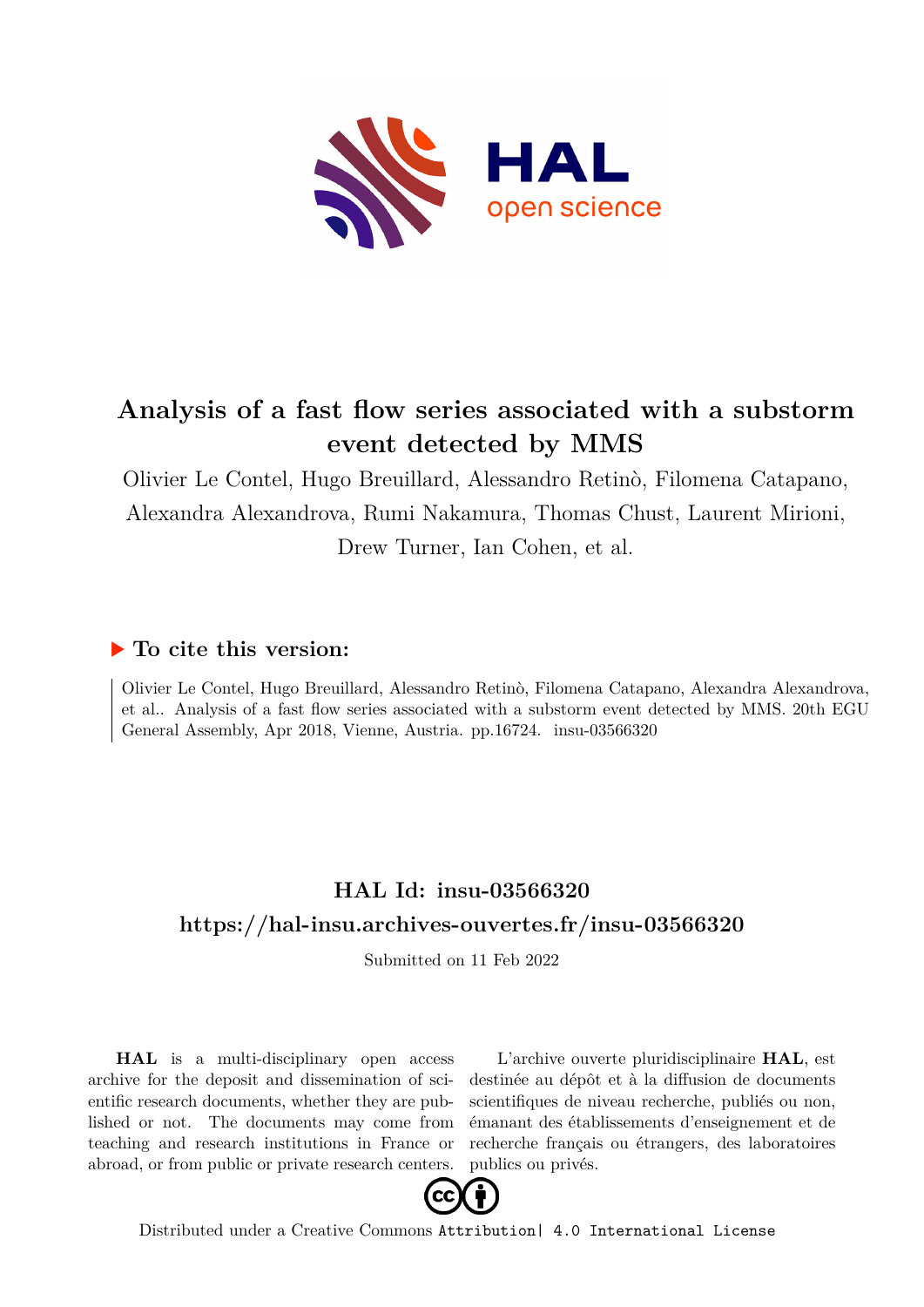# Analysis of a fast flow series associated with a substorm event detected by MMS

Olivier Le Contel, Hugo Breuillard, Alessandro Retinò, Filomena Catapano, Alexandra Alexandrova, Rumi Nakamura, Thomas Chust, Laurent Mirioni, Drew Turner, Ian Cohen, et al.

## ▶ To cite this version:

Olivier Le Contel, Hugo Breuillard, Alessandro Retinò, Filomena Catapano, Alexandra Alexandrova, et al.. Analysis of a fast flow series associated with a substorm event detected by MMS. 20th EGU General Assembly, Apr 2018, Vienne, Austria. pp.16724. insu-03566320

## HAL Id: insu-03566320

## https://hal-insu.archives-ouvertes.fr/insu-03566320

Submitted on 11 Feb 2022

**HAL** is a multi-disciplinary open access archive for the deposit and dissemination of scientific research documents, whether they are published or not. The documents may come from teaching and research institutions in France or abroad, or from public or private research centers.

L'archive ouverte pluridisciplinaire **HAL**, est destinée au dépôt et à la diffusion de documents scientifiques de niveau recherche, publiés ou non, émanant des établissements d'enseignement et de recherche français ou étrangers, des laboratoires publics ou privés.

Distributed under a Creative Commons Attribution| 4.0 International License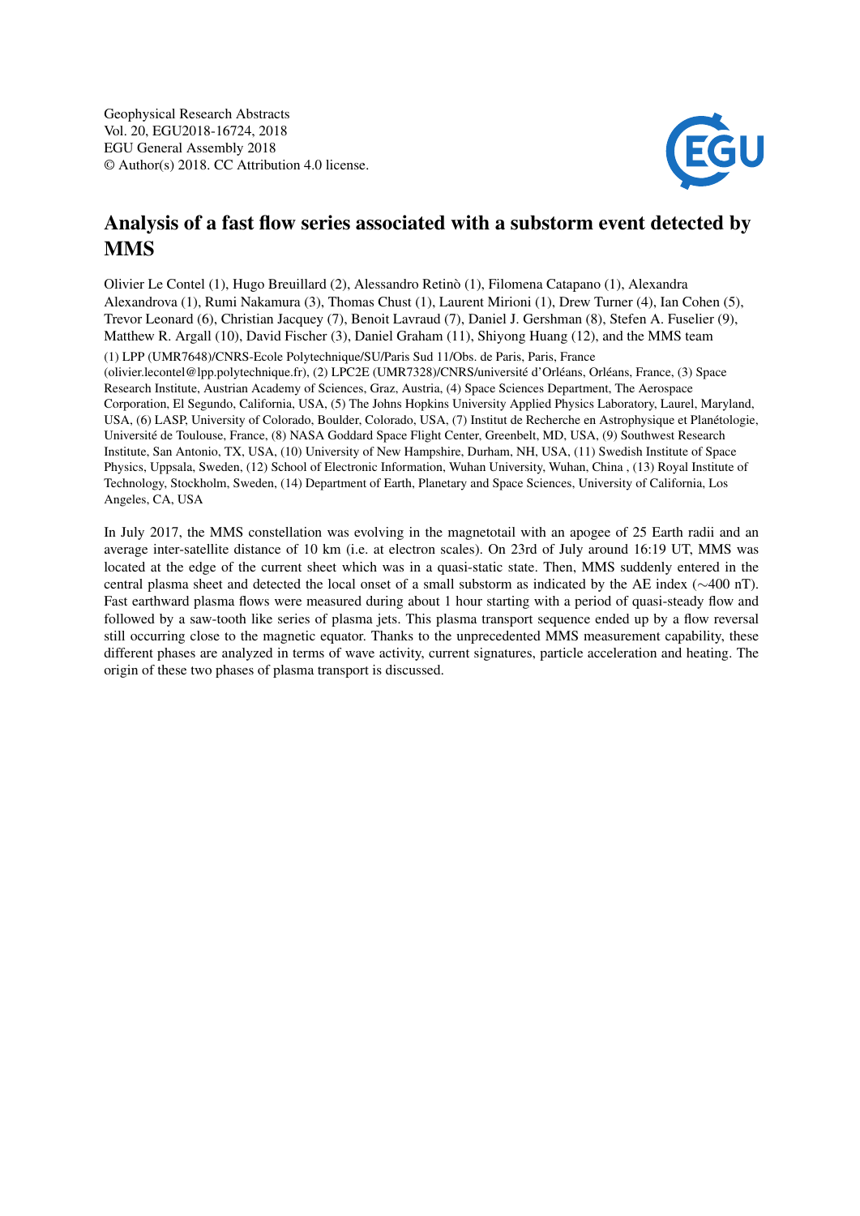Geophysical Research Abstracts
Vol. 20, EGU2018-16724, 2018
EGU General Assembly 2018
© Author(s) 2018. CC Attribution 4.0 license.

# Analysis of a fast flow series associated with a substorm event detected by MMS

Olivier Le Contel (1), Hugo Breuillard (2), Alessandro Retinò (1), Filomena Catapano (1), Alexandra Alexandrova (1), Rumi Nakamura (3), Thomas Chust (1), Laurent Mirioni (1), Drew Turner (4), Ian Cohen (5), Trevor Leonard (6), Christian Jacquey (7), Benoit Lavraud (7), Daniel J. Gershman (8), Stefen A. Fuselier (9), Matthew R. Argall (10), David Fischer (3), Daniel Graham (11), Shiyong Huang (12), and the MMS team

(1) LPP (UMR7648)/CNRS-Ecole Polytechnique/SU/Paris Sud 11/Obs. de Paris, Paris, France (olivier.lecontel@lpp.polytechnique.fr), (2) LPC2E (UMR7328)/CNRS/université d'Orléans, Orléans, France, (3) Space Research Institute, Austrian Academy of Sciences, Graz, Austria, (4) Space Sciences Department, The Aerospace Corporation, El Segundo, California, USA, (5) The Johns Hopkins University Applied Physics Laboratory, Laurel, Maryland, USA, (6) LASP, University of Colorado, Boulder, Colorado, USA, (7) Institut de Recherche en Astrophysique et Planétologie, Université de Toulouse, France, (8) NASA Goddard Space Flight Center, Greenbelt, MD, USA, (9) Southwest Research Institute, San Antonio, TX, USA, (10) University of New Hampshire, Durham, NH, USA, (11) Swedish Institute of Space Physics, Uppsala, Sweden, (12) School of Electronic Information, Wuhan University, Wuhan, China , (13) Royal Institute of Technology, Stockholm, Sweden, (14) Department of Earth, Planetary and Space Sciences, University of California, Los Angeles, CA, USA

In July 2017, the MMS constellation was evolving in the magnetotail with an apogee of 25 Earth radii and an average inter-satellite distance of 10 km (i.e. at electron scales). On 23rd of July around 16:19 UT, MMS was located at the edge of the current sheet which was in a quasi-static state. Then, MMS suddenly entered in the central plasma sheet and detected the local onset of a small substorm as indicated by the AE index ($\sim$400 nT). Fast earthward plasma flows were measured during about 1 hour starting with a period of quasi-steady flow and followed by a saw-tooth like series of plasma jets. This plasma transport sequence ended up by a flow reversal still occurring close to the magnetic equator. Thanks to the unprecedented MMS measurement capability, these different phases are analyzed in terms of wave activity, current signatures, particle acceleration and heating. The origin of these two phases of plasma transport is discussed.